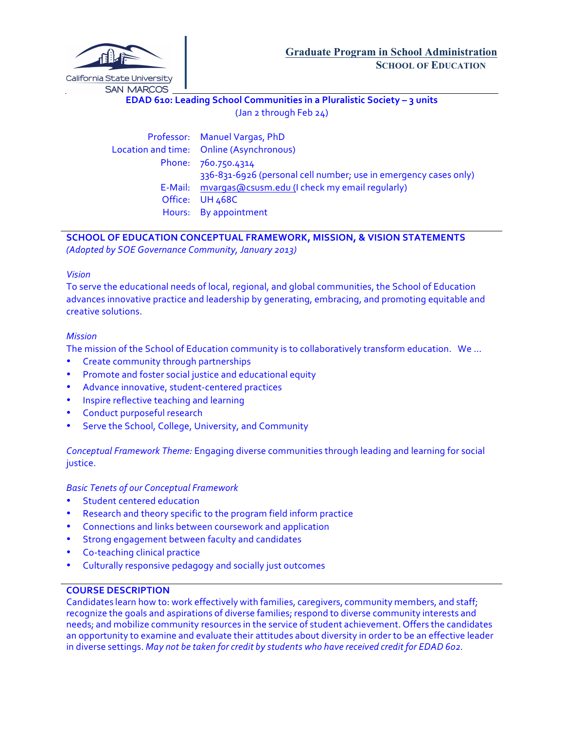California State University SAN MARCOS

**Graduate Program in School Administration**
**SCHOOL OF EDUCATION**

**EDAD 610: Leading School Communities in a Pluralistic Society – 3 units**
(Jan 2 through Feb 24)

Professor: Manuel Vargas, PhD
Location and time: Online (Asynchronous)
Phone: 760.750.4314
336-831-6926 (personal cell number; use in emergency cases only)
E-Mail: mvargas@csusm.edu (I check my email regularly)
Office: UH 468C
Hours: By appointment

## SCHOOL OF EDUCATION CONCEPTUAL FRAMEWORK, MISSION, & VISION STATEMENTS

*(Adopted by SOE Governance Community, January 2013)*

*Vision*

To serve the educational needs of local, regional, and global communities, the School of Education advances innovative practice and leadership by generating, embracing, and promoting equitable and creative solutions.

*Mission*

The mission of the School of Education community is to collaboratively transform education. We ...

- Create community through partnerships
- Promote and foster social justice and educational equity
- Advance innovative, student-centered practices
- Inspire reflective teaching and learning
- Conduct purposeful research
- Serve the School, College, University, and Community

*Conceptual Framework Theme:* Engaging diverse communities through leading and learning for social justice.

*Basic Tenets of our Conceptual Framework*

- Student centered education
- Research and theory specific to the program field inform practice
- Connections and links between coursework and application
- Strong engagement between faculty and candidates
- Co-teaching clinical practice
- Culturally responsive pedagogy and socially just outcomes

## COURSE DESCRIPTION

Candidates learn how to: work effectively with families, caregivers, community members, and staff; recognize the goals and aspirations of diverse families; respond to diverse community interests and needs; and mobilize community resources in the service of student achievement. Offers the candidates an opportunity to examine and evaluate their attitudes about diversity in order to be an effective leader in diverse settings. *May not be taken for credit by students who have received credit for EDAD 602.*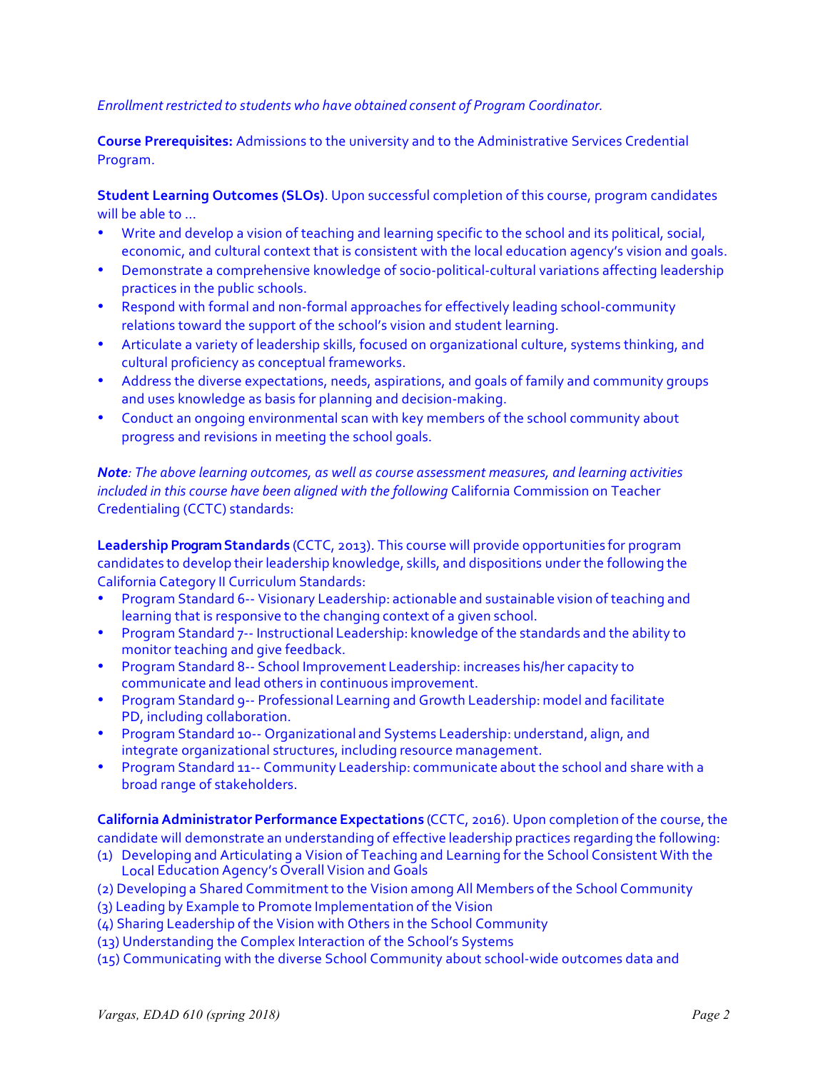*Enrollment restricted to students who have obtained consent of Program Coordinator.*

**Course Prerequisites:** Admissions to the university and to the Administrative Services Credential Program.

**Student Learning Outcomes (SLOs)**. Upon successful completion of this course, program candidates will be able to ...

- Write and develop a vision of teaching and learning specific to the school and its political, social, economic, and cultural context that is consistent with the local education agency's vision and goals.
- Demonstrate a comprehensive knowledge of socio-political-cultural variations affecting leadership practices in the public schools.
- Respond with formal and non-formal approaches for effectively leading school-community relations toward the support of the school's vision and student learning.
- Articulate a variety of leadership skills, focused on organizational culture, systems thinking, and cultural proficiency as conceptual frameworks.
- Address the diverse expectations, needs, aspirations, and goals of family and community groups and uses knowledge as basis for planning and decision-making.
- Conduct an ongoing environmental scan with key members of the school community about progress and revisions in meeting the school goals.

***Note**: The above learning outcomes, as well as course assessment measures, and learning activities included in this course have been aligned with the following* California Commission on Teacher Credentialing (CCTC) standards:

**Leadership Program Standards** (CCTC, 2013). This course will provide opportunities for program candidates to develop their leadership knowledge, skills, and dispositions under the following the California Category II Curriculum Standards:

- Program Standard 6-- Visionary Leadership: actionable and sustainable vision of teaching and learning that is responsive to the changing context of a given school.
- Program Standard 7-- Instructional Leadership: knowledge of the standards and the ability to monitor teaching and give feedback.
- Program Standard 8-- School Improvement Leadership: increases his/her capacity to communicate and lead others in continuous improvement.
- Program Standard 9-- Professional Learning and Growth Leadership: model and facilitate PD, including collaboration.
- Program Standard 10-- Organizational and Systems Leadership: understand, align, and integrate organizational structures, including resource management.
- Program Standard 11-- Community Leadership: communicate about the school and share with a broad range of stakeholders.

**California Administrator Performance Expectations** (CCTC, 2016). Upon completion of the course, the candidate will demonstrate an understanding of effective leadership practices regarding the following:

(1) Developing and Articulating a Vision of Teaching and Learning for the School Consistent With the Local Education Agency's Overall Vision and Goals
(2) Developing a Shared Commitment to the Vision among All Members of the School Community
(3) Leading by Example to Promote Implementation of the Vision
(4) Sharing Leadership of the Vision with Others in the School Community
(13) Understanding the Complex Interaction of the School's Systems
(15) Communicating with the diverse School Community about school-wide outcomes data and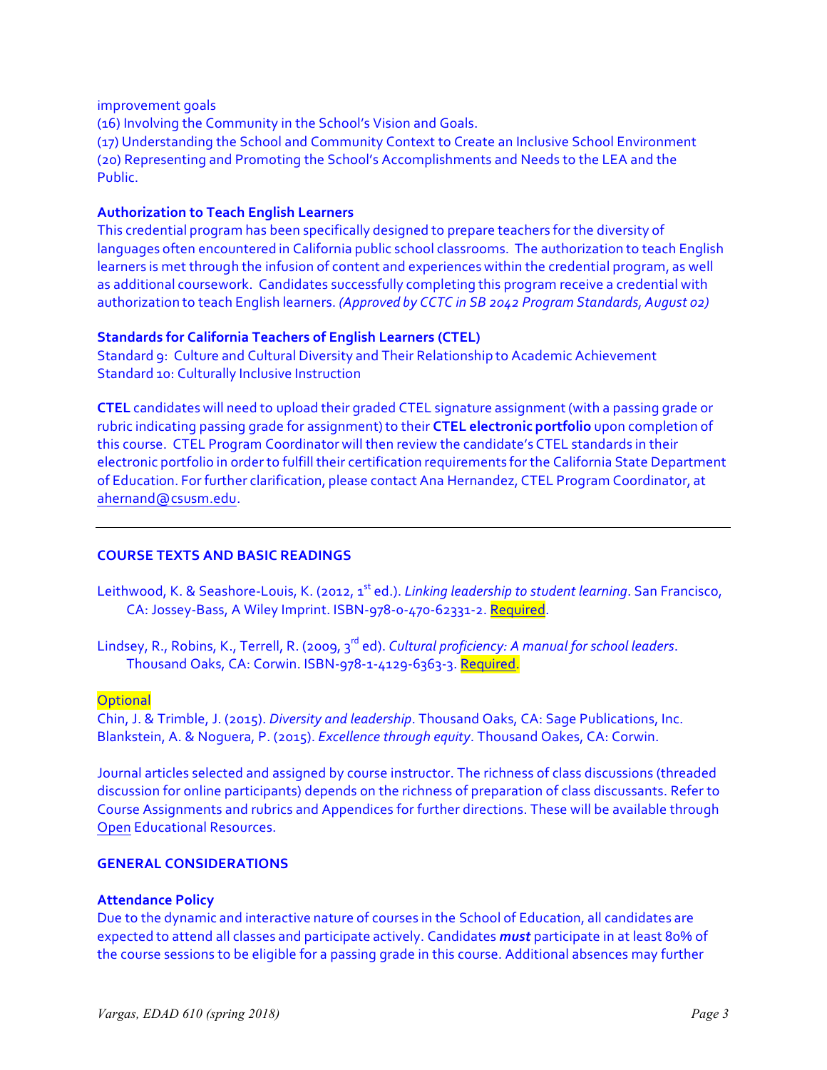improvement goals
(16) Involving the Community in the School's Vision and Goals.
(17) Understanding the School and Community Context to Create an Inclusive School Environment
(20) Representing and Promoting the School's Accomplishments and Needs to the LEA and the Public.

### Authorization to Teach English Learners

This credential program has been specifically designed to prepare teachers for the diversity of languages often encountered in California public school classrooms. The authorization to teach English learners is met through the infusion of content and experiences within the credential program, as well as additional coursework. Candidates successfully completing this program receive a credential with authorization to teach English learners. *(Approved by CCTC in SB 2042 Program Standards, August 02)*

### Standards for California Teachers of English Learners (CTEL)

Standard 9: Culture and Cultural Diversity and Their Relationship to Academic Achievement
Standard 10: Culturally Inclusive Instruction

**CTEL** candidates will need to upload their graded CTEL signature assignment (with a passing grade or rubric indicating passing grade for assignment) to their **CTEL electronic portfolio** upon completion of this course. CTEL Program Coordinator will then review the candidate's CTEL standards in their electronic portfolio in order to fulfill their certification requirements for the California State Department of Education. For further clarification, please contact Ana Hernandez, CTEL Program Coordinator, at ahernand@csusm.edu.

---

## COURSE TEXTS AND BASIC READINGS

Leithwood, K. & Seashore-Louis, K. (2012, 1st ed.). *Linking leadership to student learning*. San Francisco, CA: Jossey-Bass, A Wiley Imprint. ISBN-978-0-470-62331-2. Required.

Lindsey, R., Robins, K., Terrell, R. (2009, 3rd ed). *Cultural proficiency: A manual for school leaders*. Thousand Oaks, CA: Corwin. ISBN-978-1-4129-6363-3. Required.

Optional
Chin, J. & Trimble, J. (2015). *Diversity and leadership*. Thousand Oaks, CA: Sage Publications, Inc.
Blankstein, A. & Noguera, P. (2015). *Excellence through equity*. Thousand Oakes, CA: Corwin.

Journal articles selected and assigned by course instructor. The richness of class discussions (threaded discussion for online participants) depends on the richness of preparation of class discussants. Refer to Course Assignments and rubrics and Appendices for further directions. These will be available through Open Educational Resources.

## GENERAL CONSIDERATIONS

### Attendance Policy

Due to the dynamic and interactive nature of courses in the School of Education, all candidates are expected to attend all classes and participate actively. Candidates ***must*** participate in at least 80% of the course sessions to be eligible for a passing grade in this course. Additional absences may further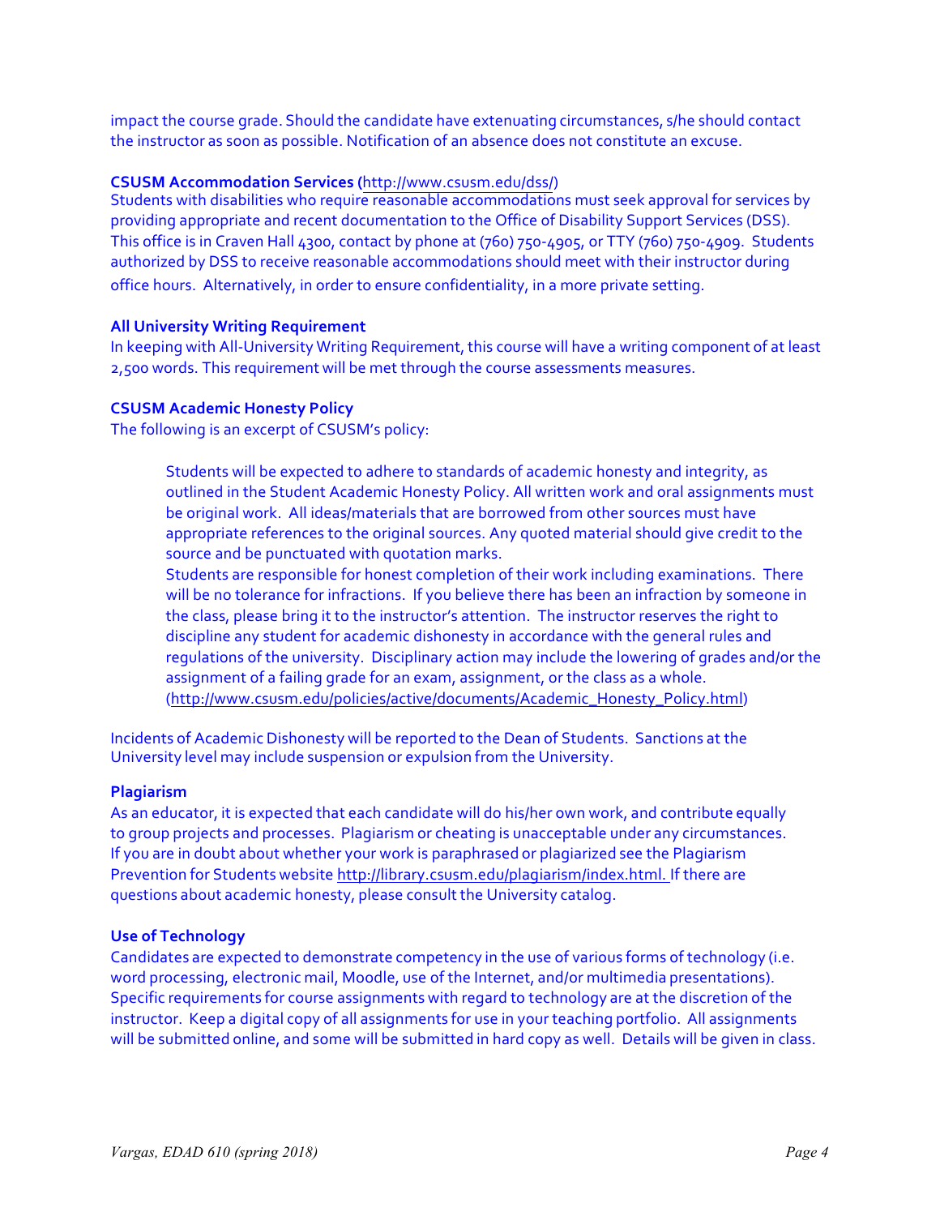impact the course grade. Should the candidate have extenuating circumstances, s/he should contact the instructor as soon as possible. Notification of an absence does not constitute an excuse.

**CSUSM Accommodation Services (**http://www.csusm.edu/dss/)
Students with disabilities who require reasonable accommodations must seek approval for services by providing appropriate and recent documentation to the Office of Disability Support Services (DSS). This office is in Craven Hall 4300, contact by phone at (760) 750-4905, or TTY (760) 750-4909. Students authorized by DSS to receive reasonable accommodations should meet with their instructor during office hours. Alternatively, in order to ensure confidentiality, in a more private setting.

**All University Writing Requirement**
In keeping with All-University Writing Requirement, this course will have a writing component of at least 2,500 words. This requirement will be met through the course assessments measures.

**CSUSM Academic Honesty Policy**
The following is an excerpt of CSUSM's policy:

> Students will be expected to adhere to standards of academic honesty and integrity, as outlined in the Student Academic Honesty Policy. All written work and oral assignments must be original work. All ideas/materials that are borrowed from other sources must have appropriate references to the original sources. Any quoted material should give credit to the source and be punctuated with quotation marks.
> Students are responsible for honest completion of their work including examinations. There will be no tolerance for infractions. If you believe there has been an infraction by someone in the class, please bring it to the instructor's attention. The instructor reserves the right to discipline any student for academic dishonesty in accordance with the general rules and regulations of the university. Disciplinary action may include the lowering of grades and/or the assignment of a failing grade for an exam, assignment, or the class as a whole. (http://www.csusm.edu/policies/active/documents/Academic_Honesty_Policy.html)

Incidents of Academic Dishonesty will be reported to the Dean of Students. Sanctions at the University level may include suspension or expulsion from the University.

**Plagiarism**
As an educator, it is expected that each candidate will do his/her own work, and contribute equally to group projects and processes. Plagiarism or cheating is unacceptable under any circumstances. If you are in doubt about whether your work is paraphrased or plagiarized see the Plagiarism Prevention for Students website http://library.csusm.edu/plagiarism/index.html. If there are questions about academic honesty, please consult the University catalog.

**Use of Technology**
Candidates are expected to demonstrate competency in the use of various forms of technology (i.e. word processing, electronic mail, Moodle, use of the Internet, and/or multimedia presentations). Specific requirements for course assignments with regard to technology are at the discretion of the instructor. Keep a digital copy of all assignments for use in your teaching portfolio. All assignments will be submitted online, and some will be submitted in hard copy as well. Details will be given in class.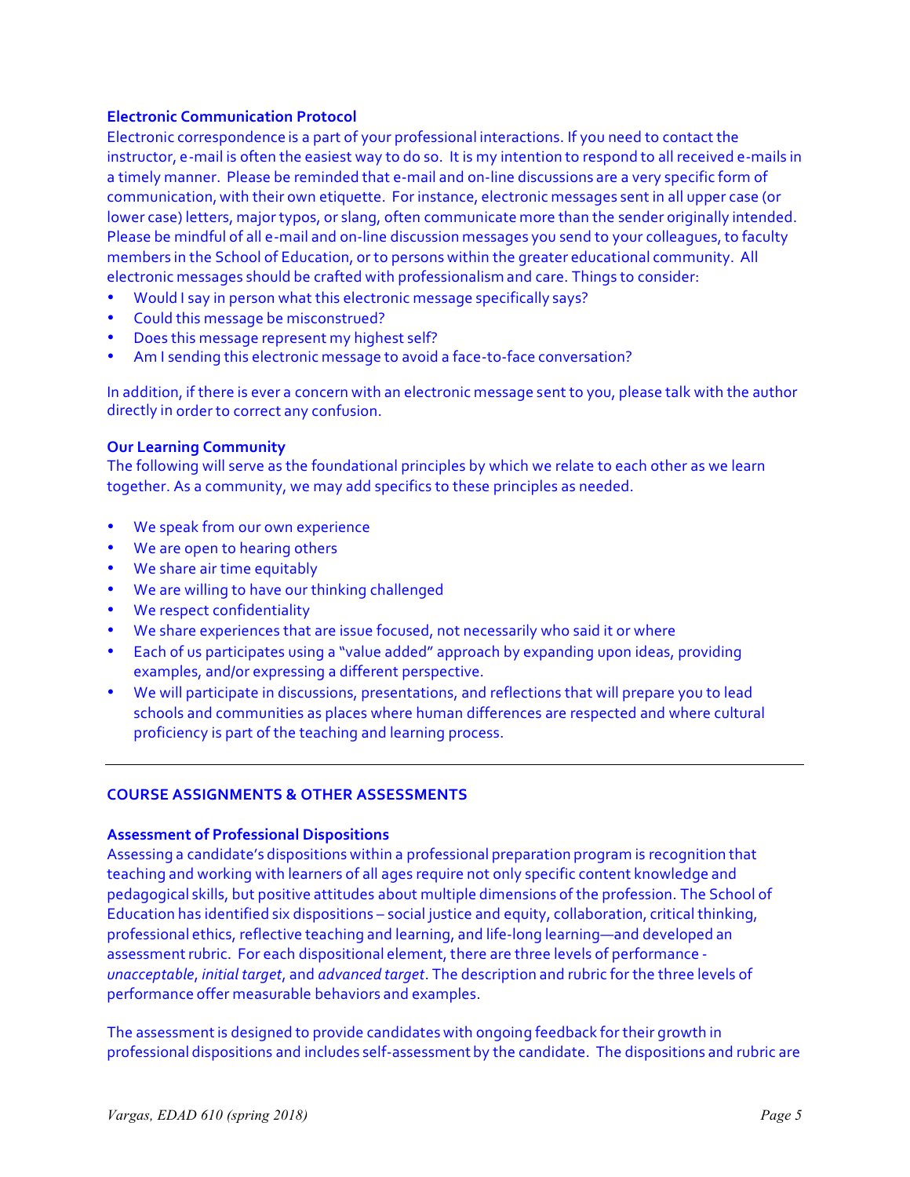### Electronic Communication Protocol

Electronic correspondence is a part of your professional interactions. If you need to contact the instructor, e-mail is often the easiest way to do so. It is my intention to respond to all received e-mails in a timely manner. Please be reminded that e-mail and on-line discussions are a very specific form of communication, with their own etiquette. For instance, electronic messages sent in all upper case (or lower case) letters, major typos, or slang, often communicate more than the sender originally intended. Please be mindful of all e-mail and on-line discussion messages you send to your colleagues, to faculty members in the School of Education, or to persons within the greater educational community. All electronic messages should be crafted with professionalism and care. Things to consider:

- Would I say in person what this electronic message specifically says?
- Could this message be misconstrued?
- Does this message represent my highest self?
- Am I sending this electronic message to avoid a face-to-face conversation?

In addition, if there is ever a concern with an electronic message sent to you, please talk with the author directly in order to correct any confusion.

### Our Learning Community

The following will serve as the foundational principles by which we relate to each other as we learn together. As a community, we may add specifics to these principles as needed.

- We speak from our own experience
- We are open to hearing others
- We share air time equitably
- We are willing to have our thinking challenged
- We respect confidentiality
- We share experiences that are issue focused, not necessarily who said it or where
- Each of us participates using a "value added" approach by expanding upon ideas, providing examples, and/or expressing a different perspective.
- We will participate in discussions, presentations, and reflections that will prepare you to lead schools and communities as places where human differences are respected and where cultural proficiency is part of the teaching and learning process.

---

## COURSE ASSIGNMENTS & OTHER ASSESSMENTS

### Assessment of Professional Dispositions

Assessing a candidate's dispositions within a professional preparation program is recognition that teaching and working with learners of all ages require not only specific content knowledge and pedagogical skills, but positive attitudes about multiple dimensions of the profession. The School of Education has identified six dispositions – social justice and equity, collaboration, critical thinking, professional ethics, reflective teaching and learning, and life-long learning—and developed an assessment rubric. For each dispositional element, there are three levels of performance - *unacceptable*, *initial target*, and *advanced target*. The description and rubric for the three levels of performance offer measurable behaviors and examples.

The assessment is designed to provide candidates with ongoing feedback for their growth in professional dispositions and includes self-assessment by the candidate. The dispositions and rubric are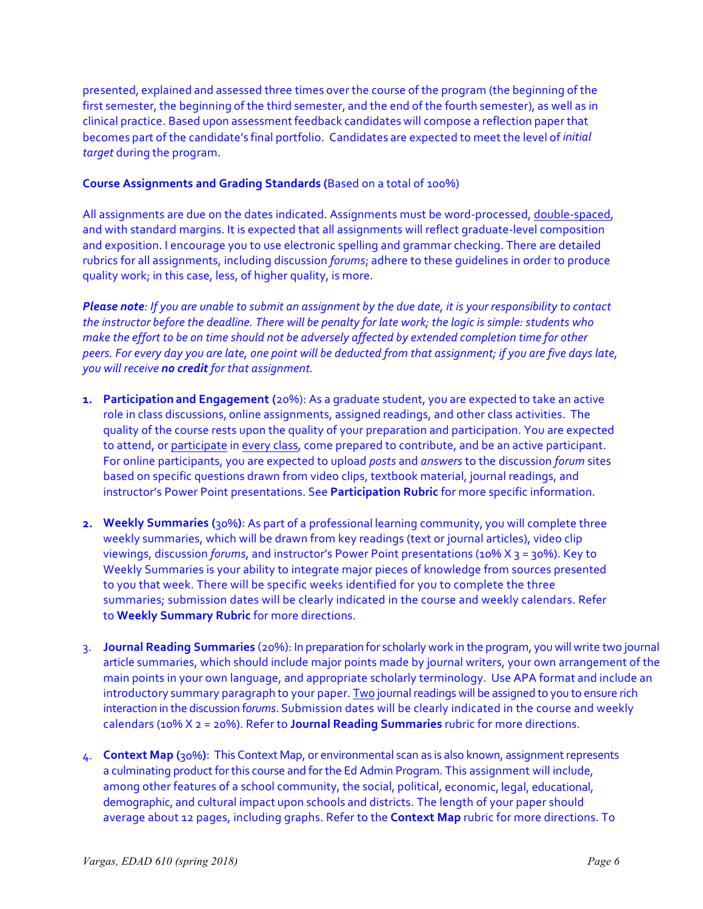presented, explained and assessed three times over the course of the program (the beginning of the first semester, the beginning of the third semester, and the end of the fourth semester), as well as in clinical practice. Based upon assessment feedback candidates will compose a reflection paper that becomes part of the candidate's final portfolio. Candidates are expected to meet the level of *initial target* during the program.

**Course Assignments and Grading Standards (**Based on a total of 100%)

All assignments are due on the dates indicated. Assignments must be word-processed, double-spaced, and with standard margins. It is expected that all assignments will reflect graduate-level composition and exposition. I encourage you to use electronic spelling and grammar checking. There are detailed rubrics for all assignments, including discussion *forums*; adhere to these guidelines in order to produce quality work; in this case, less, of higher quality, is more.

***Please note****: If you are unable to submit an assignment by the due date, it is your responsibility to contact the instructor before the deadline. There will be penalty for late work; the logic is simple: students who make the effort to be on time should not be adversely affected by extended completion time for other peers. For every day you are late, one point will be deducted from that assignment; if you are five days late, you will receive* ***no credit*** *for that assignment.*

1. **Participation and Engagement (**20%): As a graduate student, you are expected to take an active role in class discussions, online assignments, assigned readings, and other class activities. The quality of the course rests upon the quality of your preparation and participation. You are expected to attend, or participate in every class, come prepared to contribute, and be an active participant. For online participants, you are expected to upload *posts* and *answers* to the discussion *forum* sites based on specific questions drawn from video clips, textbook material, journal readings, and instructor's Power Point presentations. See **Participation Rubric** for more specific information.

2. **Weekly Summaries (**30%**)**: As part of a professional learning community, you will complete three weekly summaries, which will be drawn from key readings (text or journal articles), video clip viewings, discussion *forums*, and instructor's Power Point presentations (10% X 3 = 30%). Key to Weekly Summaries is your ability to integrate major pieces of knowledge from sources presented to you that week. There will be specific weeks identified for you to complete the three summaries; submission dates will be clearly indicated in the course and weekly calendars. Refer to **Weekly Summary Rubric** for more directions.

3. **Journal Reading Summaries** (20%): In preparation for scholarly work in the program, you will write two journal article summaries, which should include major points made by journal writers, your own arrangement of the main points in your own language, and appropriate scholarly terminology. Use APA format and include an introductory summary paragraph to your paper. Two journal readings will be assigned to you to ensure rich interaction in the discussion *forums*. Submission dates will be clearly indicated in the course and weekly calendars (10% X 2 = 20%). Refer to **Journal Reading Summaries** rubric for more directions.

4. **Context Map (**30%**)**: This Context Map, or environmental scan as is also known, assignment represents a culminating product for this course and for the Ed Admin Program. This assignment will include, among other features of a school community, the social, political, economic, legal, educational, demographic, and cultural impact upon schools and districts. The length of your paper should average about 12 pages, including graphs. Refer to the **Context Map** rubric for more directions. To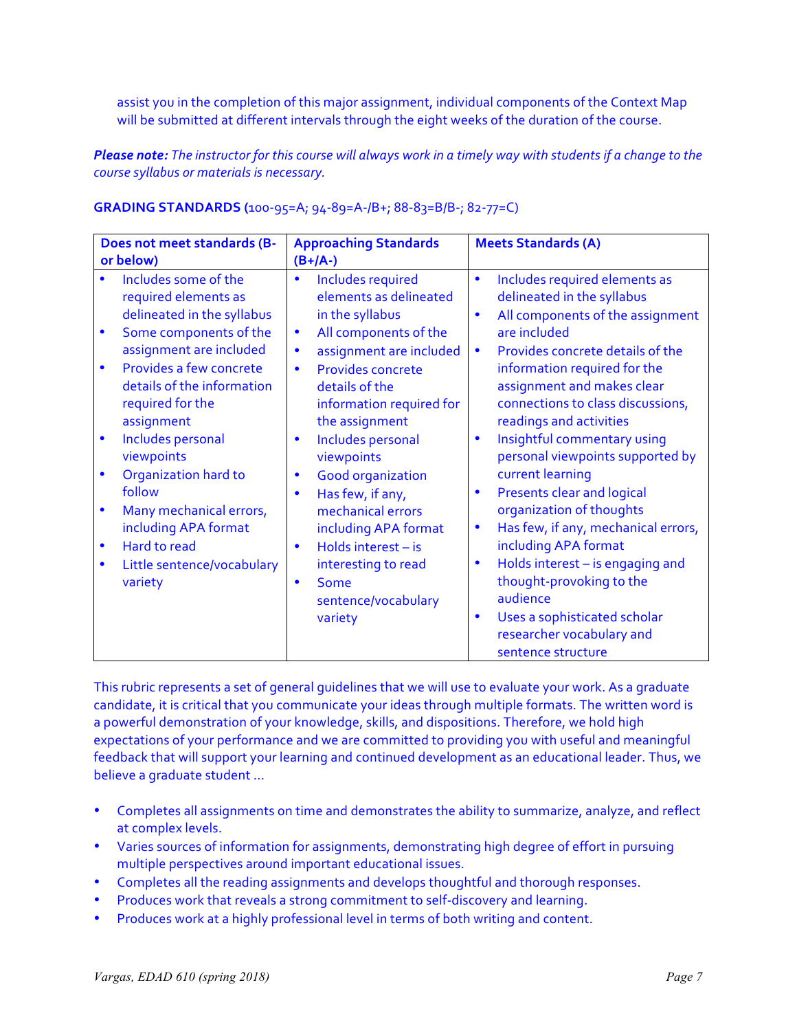assist you in the completion of this major assignment, individual components of the Context Map will be submitted at different intervals through the eight weeks of the duration of the course.

***Please note:*** *The instructor for this course will always work in a timely way with students if a change to the course syllabus or materials is necessary.*

**GRADING STANDARDS (**100-95=A; 94-89=A-/B+; 88-83=B/B-; 82-77=C)

| Does not meet standards (B- or below) | Approaching Standards (B+/A-) | Meets Standards (A) |
|---|---|---|
| • Includes some of the required elements as delineated in the syllabus<br>• Some components of the assignment are included<br>• Provides a few concrete details of the information required for the assignment<br>• Includes personal viewpoints<br>• Organization hard to follow<br>• Many mechanical errors, including APA format<br>• Hard to read<br>• Little sentence/vocabulary variety | • Includes required elements as delineated in the syllabus<br>• All components of the<br>• assignment are included<br>• Provides concrete details of the information required for the assignment<br>• Includes personal viewpoints<br>• Good organization<br>• Has few, if any, mechanical errors including APA format<br>• Holds interest – is interesting to read<br>• Some sentence/vocabulary variety | • Includes required elements as delineated in the syllabus<br>• All components of the assignment are included<br>• Provides concrete details of the information required for the assignment and makes clear connections to class discussions, readings and activities<br>• Insightful commentary using personal viewpoints supported by current learning<br>• Presents clear and logical organization of thoughts<br>• Has few, if any, mechanical errors, including APA format<br>• Holds interest – is engaging and thought-provoking to the audience<br>• Uses a sophisticated scholar researcher vocabulary and sentence structure |

This rubric represents a set of general guidelines that we will use to evaluate your work. As a graduate candidate, it is critical that you communicate your ideas through multiple formats. The written word is a powerful demonstration of your knowledge, skills, and dispositions. Therefore, we hold high expectations of your performance and we are committed to providing you with useful and meaningful feedback that will support your learning and continued development as an educational leader. Thus, we believe a graduate student ...

- Completes all assignments on time and demonstrates the ability to summarize, analyze, and reflect at complex levels.
- Varies sources of information for assignments, demonstrating high degree of effort in pursuing multiple perspectives around important educational issues.
- Completes all the reading assignments and develops thoughtful and thorough responses.
- Produces work that reveals a strong commitment to self-discovery and learning.
- Produces work at a highly professional level in terms of both writing and content.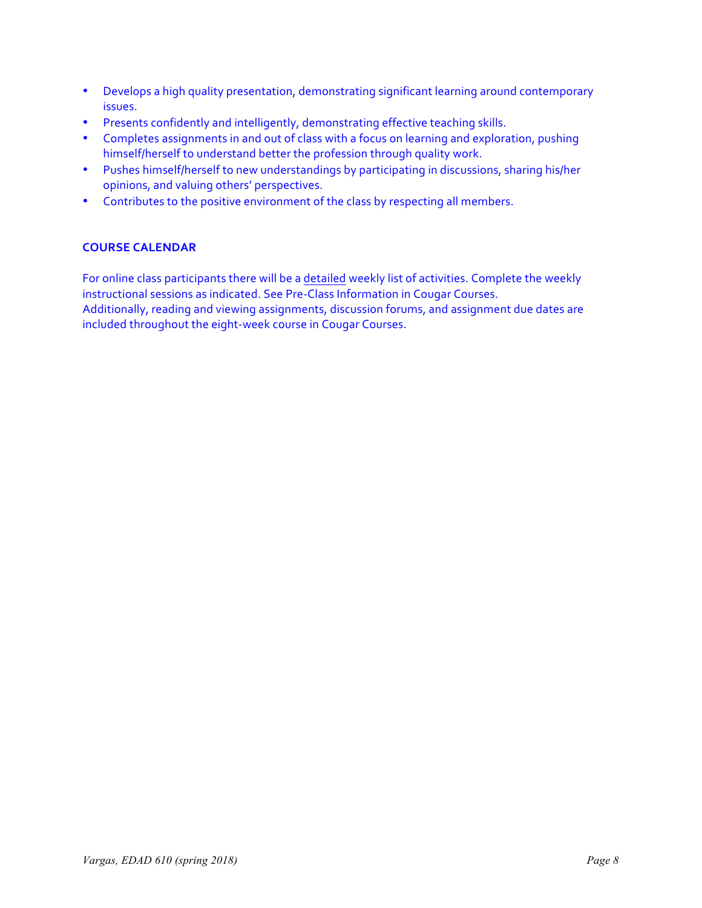- Develops a high quality presentation, demonstrating significant learning around contemporary issues.
- Presents confidently and intelligently, demonstrating effective teaching skills.
- Completes assignments in and out of class with a focus on learning and exploration, pushing himself/herself to understand better the profession through quality work.
- Pushes himself/herself to new understandings by participating in discussions, sharing his/her opinions, and valuing others' perspectives.
- Contributes to the positive environment of the class by respecting all members.

## COURSE CALENDAR

For online class participants there will be a detailed weekly list of activities. Complete the weekly instructional sessions as indicated. See Pre-Class Information in Cougar Courses.
Additionally, reading and viewing assignments, discussion forums, and assignment due dates are included throughout the eight-week course in Cougar Courses.